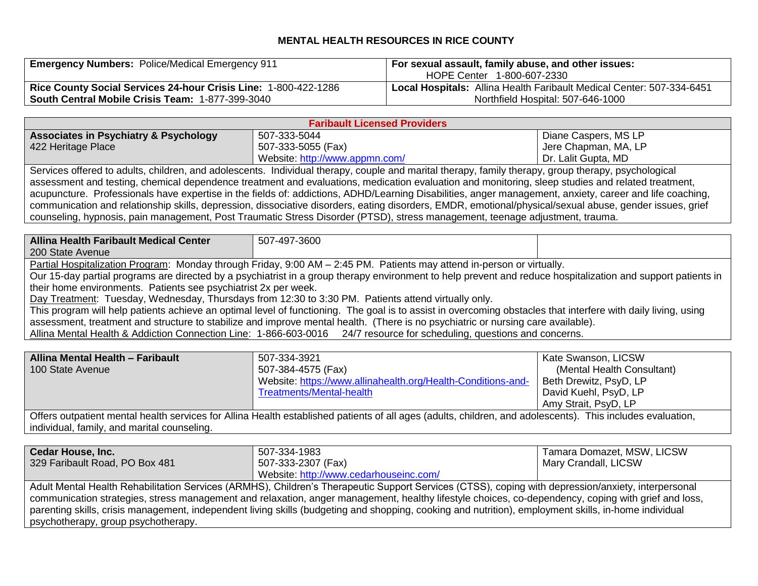# MENTAL HEALTH RESOURCES IN RICE COUNTY

| **Emergency Numbers:** Police/Medical Emergency 911 | **For sexual assault, family abuse, and other issues:** HOPE Center 1-800-607-2330 |
| --- | --- |
| **Rice County Social Services 24-hour Crisis Line:** 1-800-422-1286<br>**South Central Mobile Crisis Team:** 1-877-399-3040 | **Local Hospitals:** Allina Health Faribault Medical Center: 507-334-6451<br>Northfield Hospital: 507-646-1000 |

## Faribault Licensed Providers

| **Associates in Psychiatry & Psychology**<br>422 Heritage Place | 507-333-5044<br>507-333-5055 (Fax)<br>Website: http://www.appmn.com/ | Diane Caspers, MS LP<br>Jere Chapman, MA, LP<br>Dr. Lalit Gupta, MD |
| --- | --- | --- |

Services offered to adults, children, and adolescents. Individual therapy, couple and marital therapy, family therapy, group therapy, psychological assessment and testing, chemical dependence treatment and evaluations, medication evaluation and monitoring, sleep studies and related treatment, acupuncture. Professionals have expertise in the fields of: addictions, ADHD/Learning Disabilities, anger management, anxiety, career and life coaching, communication and relationship skills, depression, dissociative disorders, eating disorders, EMDR, emotional/physical/sexual abuse, gender issues, grief counseling, hypnosis, pain management, Post Traumatic Stress Disorder (PTSD), stress management, teenage adjustment, trauma.

| **Allina Health Faribault Medical Center**<br>200 State Avenue | 507-497-3600 | |
| --- | --- | --- |

Partial Hospitalization Program: Monday through Friday, 9:00 AM – 2:45 PM. Patients may attend in-person or virtually.
Our 15-day partial programs are directed by a psychiatrist in a group therapy environment to help prevent and reduce hospitalization and support patients in their home environments. Patients see psychiatrist 2x per week.
Day Treatment: Tuesday, Wednesday, Thursdays from 12:30 to 3:30 PM. Patients attend virtually only.
This program will help patients achieve an optimal level of functioning. The goal is to assist in overcoming obstacles that interfere with daily living, using assessment, treatment and structure to stabilize and improve mental health. (There is no psychiatric or nursing care available).
Allina Mental Health & Addiction Connection Line: 1-866-603-0016 24/7 resource for scheduling, questions and concerns.

| **Allina Mental Health – Faribault**<br>100 State Avenue | 507-334-3921<br>507-384-4575 (Fax)<br>Website: https://www.allinahealth.org/Health-Conditions-and-Treatments/Mental-health | Kate Swanson, LICSW (Mental Health Consultant)<br>Beth Drewitz, PsyD, LP<br>David Kuehl, PsyD, LP<br>Amy Strait, PsyD, LP |
| --- | --- | --- |

Offers outpatient mental health services for Allina Health established patients of all ages (adults, children, and adolescents). This includes evaluation, individual, family, and marital counseling.

| **Cedar House, Inc.**<br>329 Faribault Road, PO Box 481 | 507-334-1983<br>507-333-2307 (Fax)<br>Website: http://www.cedarhouseinc.com/ | Tamara Domazet, MSW, LICSW<br>Mary Crandall, LICSW |
| --- | --- | --- |

Adult Mental Health Rehabilitation Services (ARMHS), Children's Therapeutic Support Services (CTSS), coping with depression/anxiety, interpersonal communication strategies, stress management and relaxation, anger management, healthy lifestyle choices, co-dependency, coping with grief and loss, parenting skills, crisis management, independent living skills (budgeting and shopping, cooking and nutrition), employment skills, in-home individual psychotherapy, group psychotherapy.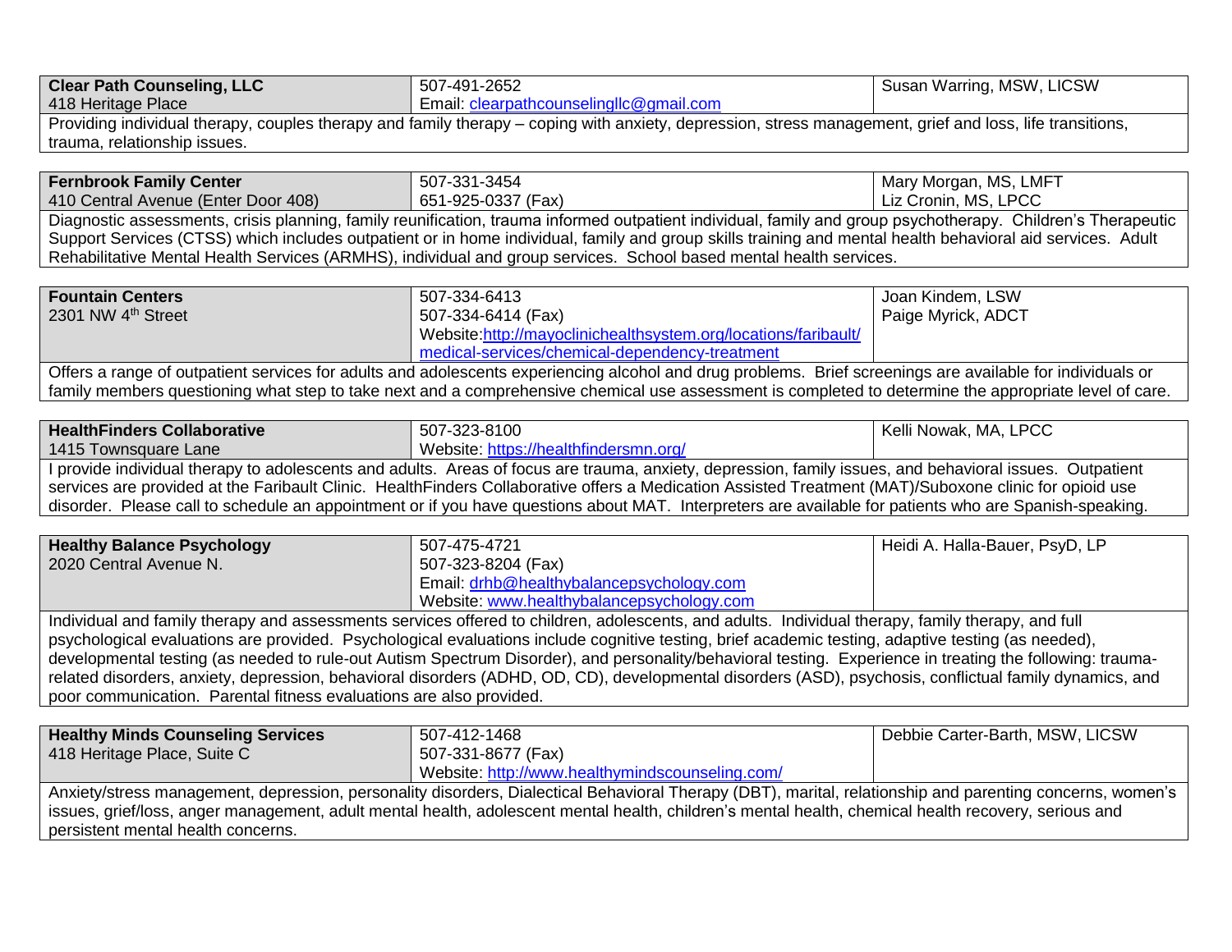| **Clear Path Counseling, LLC**<br>418 Heritage Place | 507-491-2652<br>Email: clearpathcounselingllc@gmail.com | Susan Warring, MSW, LICSW |
|---|---|---|
| Providing individual therapy, couples therapy and family therapy – coping with anxiety, depression, stress management, grief and loss, life transitions, trauma, relationship issues. | | |

| **Fernbrook Family Center**<br>410 Central Avenue (Enter Door 408) | 507-331-3454<br>651-925-0337 (Fax) | Mary Morgan, MS, LMFT<br>Liz Cronin, MS, LPCC |
|---|---|---|
| Diagnostic assessments, crisis planning, family reunification, trauma informed outpatient individual, family and group psychotherapy. Children's Therapeutic Support Services (CTSS) which includes outpatient or in home individual, family and group skills training and mental health behavioral aid services. Adult Rehabilitative Mental Health Services (ARMHS), individual and group services. School based mental health services. | | |

| **Fountain Centers**<br>2301 NW 4th Street | 507-334-6413<br>507-334-6414 (Fax)<br>Website: http://mayoclinichealthsystem.org/locations/faribault/medical-services/chemical-dependency-treatment | Joan Kindem, LSW<br>Paige Myrick, ADCT |
|---|---|---|
| Offers a range of outpatient services for adults and adolescents experiencing alcohol and drug problems. Brief screenings are available for individuals or family members questioning what step to take next and a comprehensive chemical use assessment is completed to determine the appropriate level of care. | | |

| **HealthFinders Collaborative**<br>1415 Townsquare Lane | 507-323-8100<br>Website: https://healthfindersmn.org/ | Kelli Nowak, MA, LPCC |
|---|---|---|
| I provide individual therapy to adolescents and adults. Areas of focus are trauma, anxiety, depression, family issues, and behavioral issues. Outpatient services are provided at the Faribault Clinic. HealthFinders Collaborative offers a Medication Assisted Treatment (MAT)/Suboxone clinic for opioid use disorder. Please call to schedule an appointment or if you have questions about MAT. Interpreters are available for patients who are Spanish-speaking. | | |

| **Healthy Balance Psychology**<br>2020 Central Avenue N. | 507-475-4721<br>507-323-8204 (Fax)<br>Email: drhb@healthybalancepsychology.com<br>Website: www.healthybalancepsychology.com | Heidi A. Halla-Bauer, PsyD, LP |
|---|---|---|
| Individual and family therapy and assessments services offered to children, adolescents, and adults. Individual therapy, family therapy, and full psychological evaluations are provided. Psychological evaluations include cognitive testing, brief academic testing, adaptive testing (as needed), developmental testing (as needed to rule-out Autism Spectrum Disorder), and personality/behavioral testing. Experience in treating the following: trauma-related disorders, anxiety, depression, behavioral disorders (ADHD, OD, CD), developmental disorders (ASD), psychosis, conflictual family dynamics, and poor communication. Parental fitness evaluations are also provided. | | |

| **Healthy Minds Counseling Services**<br>418 Heritage Place, Suite C | 507-412-1468<br>507-331-8677 (Fax)<br>Website: http://www.healthymindscounseling.com/ | Debbie Carter-Barth, MSW, LICSW |
|---|---|---|
| Anxiety/stress management, depression, personality disorders, Dialectical Behavioral Therapy (DBT), marital, relationship and parenting concerns, women's issues, grief/loss, anger management, adult mental health, adolescent mental health, children's mental health, chemical health recovery, serious and persistent mental health concerns. | | |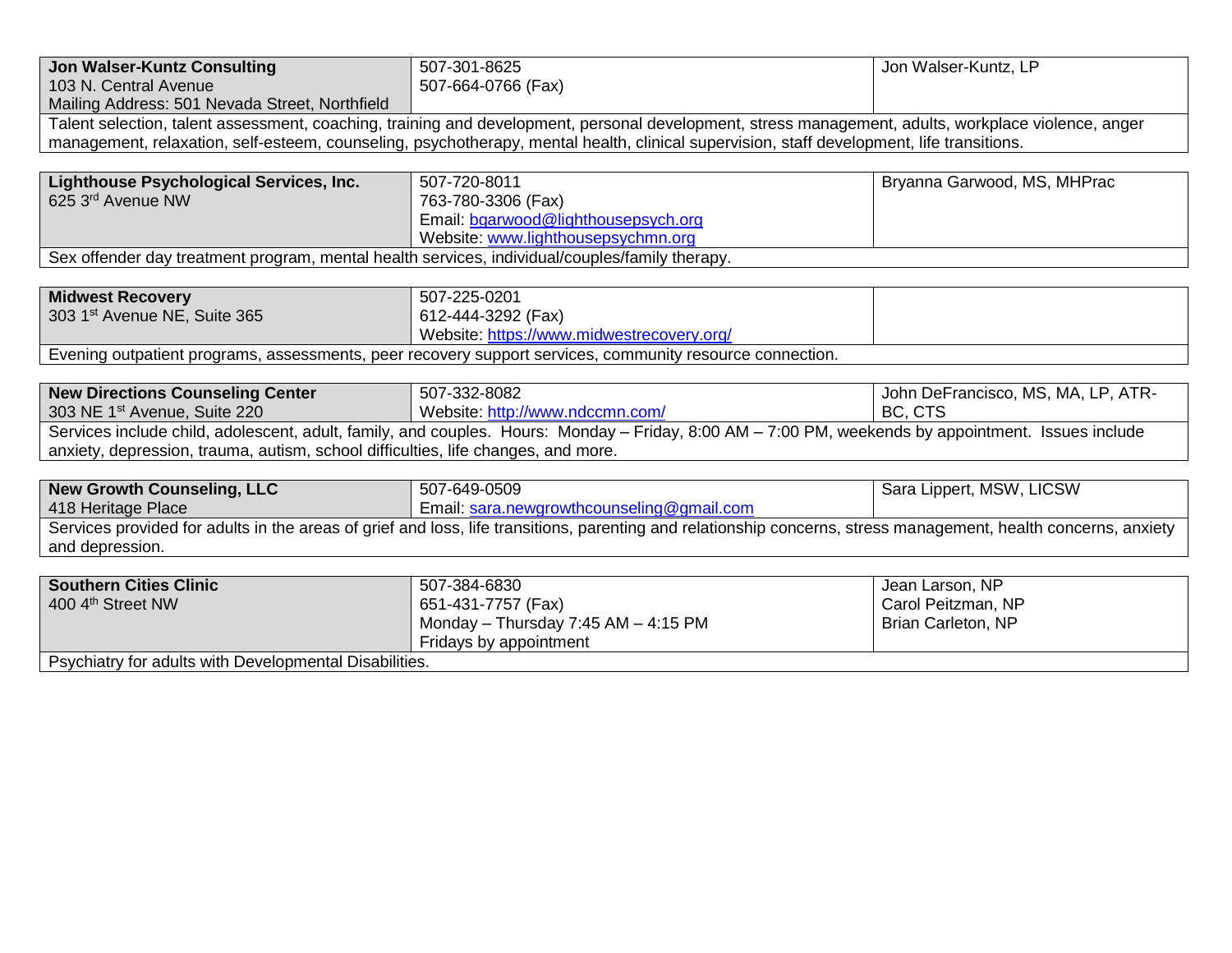| **Jon Walser-Kuntz Consulting**<br>103 N. Central Avenue<br>Mailing Address: 501 Nevada Street, Northfield | 507-301-8625<br>507-664-0766 (Fax) | Jon Walser-Kuntz, LP |
|---|---|---|
| Talent selection, talent assessment, coaching, training and development, personal development, stress management, adults, workplace violence, anger management, relaxation, self-esteem, counseling, psychotherapy, mental health, clinical supervision, staff development, life transitions. | | |

| **Lighthouse Psychological Services, Inc.**<br>625 3rd Avenue NW | 507-720-8011<br>763-780-3306 (Fax)<br>Email: bgarwood@lighthousepsych.org<br>Website: www.lighthousepsychmn.org | Bryanna Garwood, MS, MHPrac |
|---|---|---|
| Sex offender day treatment program, mental health services, individual/couples/family therapy. | | |

| **Midwest Recovery**<br>303 1st Avenue NE, Suite 365 | 507-225-0201<br>612-444-3292 (Fax)<br>Website: https://www.midwestrecovery.org/ | |
|---|---|---|
| Evening outpatient programs, assessments, peer recovery support services, community resource connection. | | |

| **New Directions Counseling Center**<br>303 NE 1st Avenue, Suite 220 | 507-332-8082<br>Website: http://www.ndccmn.com/ | John DeFrancisco, MS, MA, LP, ATR-BC, CTS |
|---|---|---|
| Services include child, adolescent, adult, family, and couples. Hours: Monday – Friday, 8:00 AM – 7:00 PM, weekends by appointment. Issues include anxiety, depression, trauma, autism, school difficulties, life changes, and more. | | |

| **New Growth Counseling, LLC**<br>418 Heritage Place | 507-649-0509<br>Email: sara.newgrowthcounseling@gmail.com | Sara Lippert, MSW, LICSW |
|---|---|---|
| Services provided for adults in the areas of grief and loss, life transitions, parenting and relationship concerns, stress management, health concerns, anxiety and depression. | | |

| **Southern Cities Clinic**<br>400 4th Street NW | 507-384-6830<br>651-431-7757 (Fax)<br>Monday – Thursday 7:45 AM – 4:15 PM<br>Fridays by appointment | Jean Larson, NP<br>Carol Peitzman, NP<br>Brian Carleton, NP |
|---|---|---|
| Psychiatry for adults with Developmental Disabilities. | | |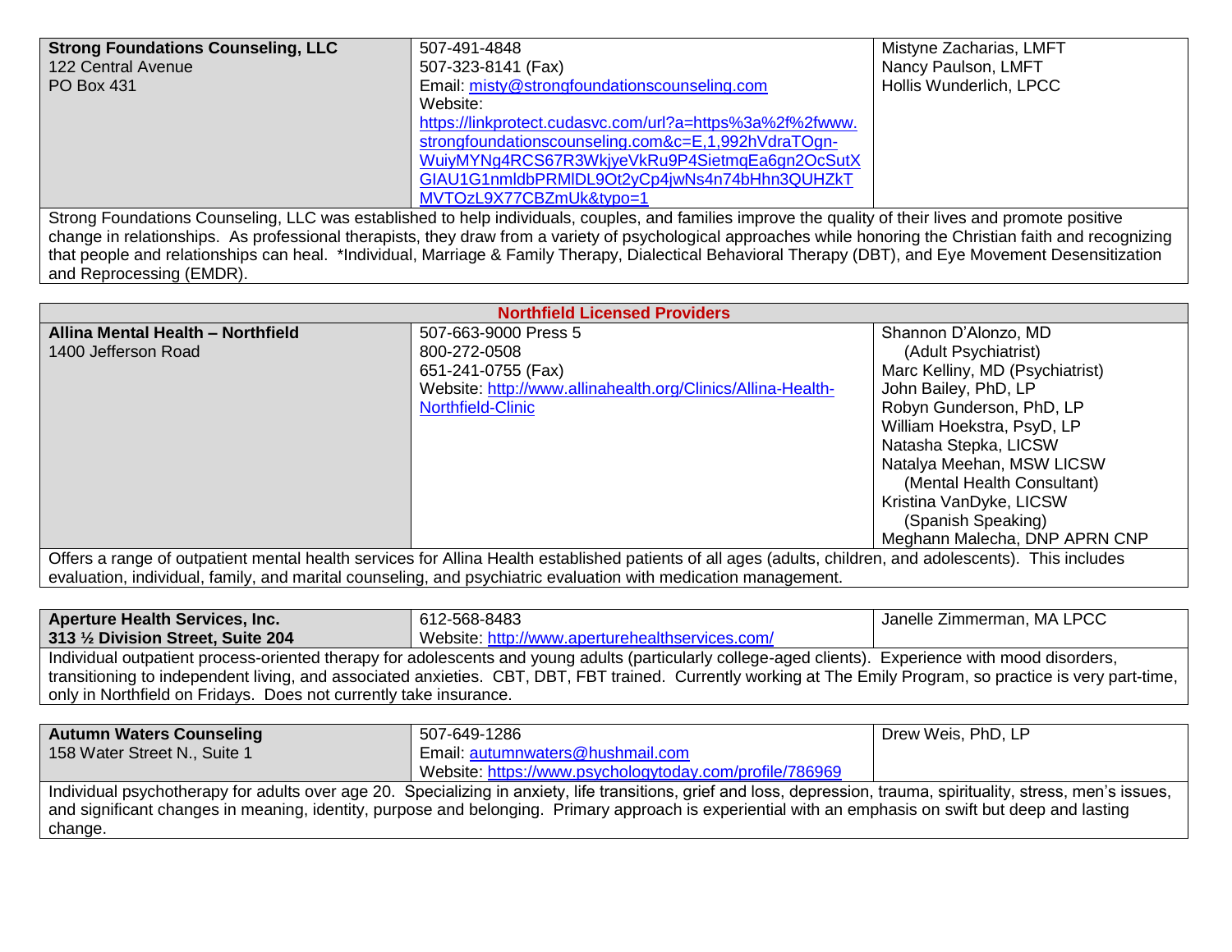| **Strong Foundations Counseling, LLC**<br>122 Central Avenue<br>PO Box 431 | 507-491-4848<br>507-323-8141 (Fax)<br>Email: misty@strongfoundationscounseling.com<br>Website:<br>https://linkprotect.cudasvc.com/url?a=https%3a%2f%2fwww.strongfoundationscounseling.com&c=E,1,992hVdraTOgn-WuiyMYNg4RCS67R3WkjyeVkRu9P4SietmqEa6gn2OcSutXGIAU1G1nmldbPRMlDL9Ot2yCp4jwNs4n74bHhn3QUHZkTMVTOzL9X77CBZmUk&typo=1 | Mistyne Zacharias, LMFT<br>Nancy Paulson, LMFT<br>Hollis Wunderlich, LPCC |
|---|---|---|
| Strong Foundations Counseling, LLC was established to help individuals, couples, and families improve the quality of their lives and promote positive change in relationships. As professional therapists, they draw from a variety of psychological approaches while honoring the Christian faith and recognizing that people and relationships can heal. *Individual, Marriage & Family Therapy, Dialectical Behavioral Therapy (DBT), and Eye Movement Desensitization and Reprocessing (EMDR). | | |

## Northfield Licensed Providers

| **Allina Mental Health – Northfield**<br>1400 Jefferson Road | 507-663-9000 Press 5<br>800-272-0508<br>651-241-0755 (Fax)<br>Website: http://www.allinahealth.org/Clinics/Allina-Health-Northfield-Clinic | Shannon D'Alonzo, MD (Adult Psychiatrist)<br>Marc Kelliny, MD (Psychiatrist)<br>John Bailey, PhD, LP<br>Robyn Gunderson, PhD, LP<br>William Hoekstra, PsyD, LP<br>Natasha Stepka, LICSW<br>Natalya Meehan, MSW LICSW (Mental Health Consultant)<br>Kristina VanDyke, LICSW (Spanish Speaking)<br>Meghann Malecha, DNP APRN CNP |
|---|---|---|
| Offers a range of outpatient mental health services for Allina Health established patients of all ages (adults, children, and adolescents). This includes evaluation, individual, family, and marital counseling, and psychiatric evaluation with medication management. | | |

| **Aperture Health Services, Inc.**<br>**313 ½ Division Street, Suite 204** | 612-568-8483<br>Website: http://www.aperturehealthservices.com/ | Janelle Zimmerman, MA LPCC |
|---|---|---|
| Individual outpatient process-oriented therapy for adolescents and young adults (particularly college-aged clients). Experience with mood disorders, transitioning to independent living, and associated anxieties. CBT, DBT, FBT trained. Currently working at The Emily Program, so practice is very part-time, only in Northfield on Fridays. Does not currently take insurance. | | |

| **Autumn Waters Counseling**<br>158 Water Street N., Suite 1 | 507-649-1286<br>Email: autumnwaters@hushmail.com<br>Website: https://www.psychologytoday.com/profile/786969 | Drew Weis, PhD, LP |
|---|---|---|
| Individual psychotherapy for adults over age 20. Specializing in anxiety, life transitions, grief and loss, depression, trauma, spirituality, stress, men's issues, and significant changes in meaning, identity, purpose and belonging. Primary approach is experiential with an emphasis on swift but deep and lasting change. | | |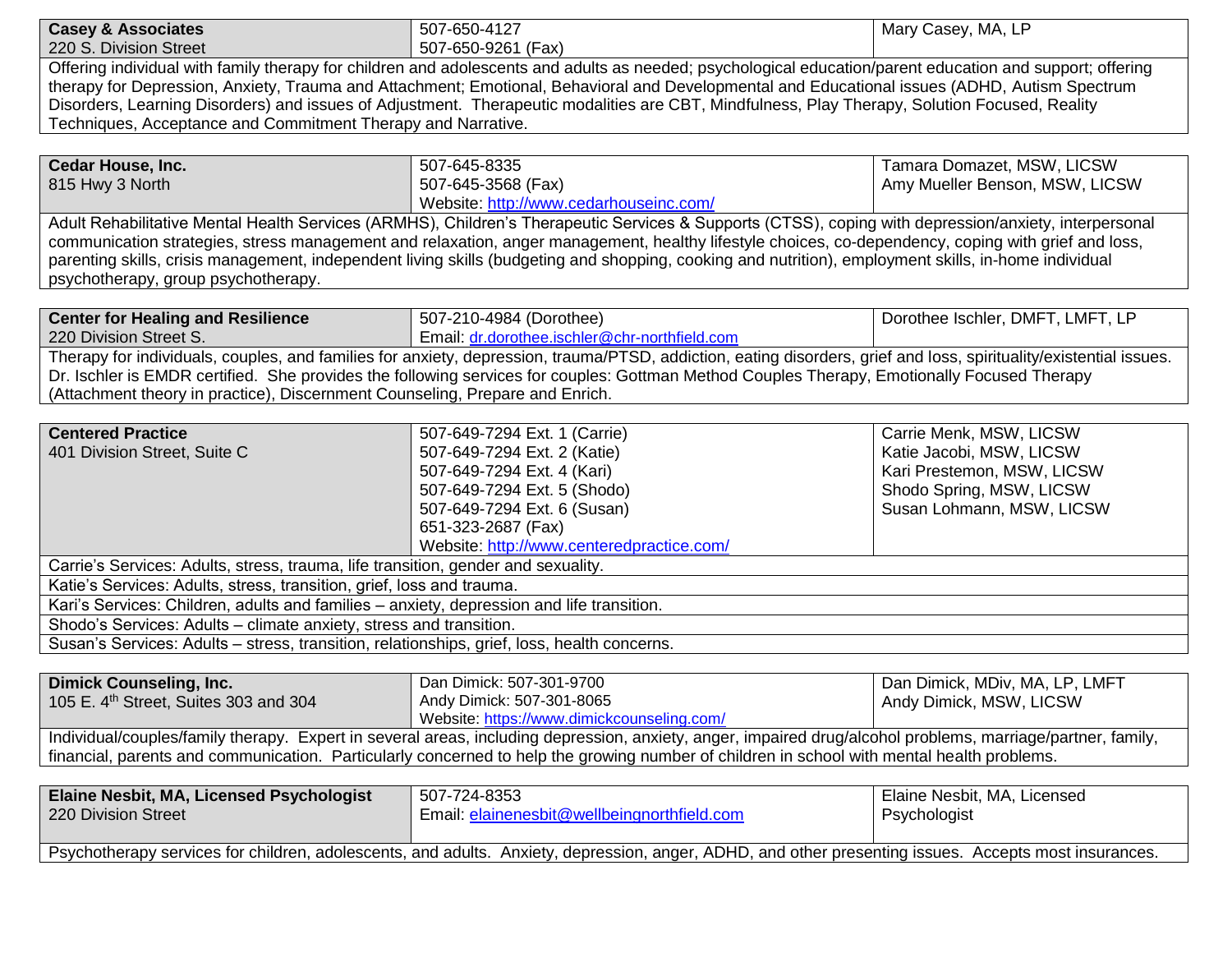| **Casey & Associates**<br>220 S. Division Street | 507-650-4127<br>507-650-9261 (Fax) | Mary Casey, MA, LP |
|---|---|---|
| Offering individual with family therapy for children and adolescents and adults as needed; psychological education/parent education and support; offering therapy for Depression, Anxiety, Trauma and Attachment; Emotional, Behavioral and Developmental and Educational issues (ADHD, Autism Spectrum Disorders, Learning Disorders) and issues of Adjustment. Therapeutic modalities are CBT, Mindfulness, Play Therapy, Solution Focused, Reality Techniques, Acceptance and Commitment Therapy and Narrative. | | |

| **Cedar House, Inc.**<br>815 Hwy 3 North | 507-645-8335<br>507-645-3568 (Fax)<br>Website: http://www.cedarhouseinc.com/ | Tamara Domazet, MSW, LICSW<br>Amy Mueller Benson, MSW, LICSW |
|---|---|---|
| Adult Rehabilitative Mental Health Services (ARMHS), Children's Therapeutic Services & Supports (CTSS), coping with depression/anxiety, interpersonal communication strategies, stress management and relaxation, anger management, healthy lifestyle choices, co-dependency, coping with grief and loss, parenting skills, crisis management, independent living skills (budgeting and shopping, cooking and nutrition), employment skills, in-home individual psychotherapy, group psychotherapy. | | |

| **Center for Healing and Resilience**<br>220 Division Street S. | 507-210-4984 (Dorothee)<br>Email: dr.dorothee.ischler@chr-northfield.com | Dorothee Ischler, DMFT, LMFT, LP |
|---|---|---|
| Therapy for individuals, couples, and families for anxiety, depression, trauma/PTSD, addiction, eating disorders, grief and loss, spirituality/existential issues. Dr. Ischler is EMDR certified. She provides the following services for couples: Gottman Method Couples Therapy, Emotionally Focused Therapy (Attachment theory in practice), Discernment Counseling, Prepare and Enrich. | | |

| **Centered Practice**<br>401 Division Street, Suite C | 507-649-7294 Ext. 1 (Carrie)<br>507-649-7294 Ext. 2 (Katie)<br>507-649-7294 Ext. 4 (Kari)<br>507-649-7294 Ext. 5 (Shodo)<br>507-649-7294 Ext. 6 (Susan)<br>651-323-2687 (Fax)<br>Website: http://www.centeredpractice.com/ | Carrie Menk, MSW, LICSW<br>Katie Jacobi, MSW, LICSW<br>Kari Prestemon, MSW, LICSW<br>Shodo Spring, MSW, LICSW<br>Susan Lohmann, MSW, LICSW |
|---|---|---|
| Carrie's Services: Adults, stress, trauma, life transition, gender and sexuality. | | |
| Katie's Services: Adults, stress, transition, grief, loss and trauma. | | |
| Kari's Services: Children, adults and families – anxiety, depression and life transition. | | |
| Shodo's Services: Adults – climate anxiety, stress and transition. | | |
| Susan's Services: Adults – stress, transition, relationships, grief, loss, health concerns. | | |

| **Dimick Counseling, Inc.**<br>105 E. 4th Street, Suites 303 and 304 | Dan Dimick: 507-301-9700<br>Andy Dimick: 507-301-8065<br>Website: https://www.dimickcounseling.com/ | Dan Dimick, MDiv, MA, LP, LMFT<br>Andy Dimick, MSW, LICSW |
|---|---|---|
| Individual/couples/family therapy. Expert in several areas, including depression, anxiety, anger, impaired drug/alcohol problems, marriage/partner, family, financial, parents and communication. Particularly concerned to help the growing number of children in school with mental health problems. | | |

| **Elaine Nesbit, MA, Licensed Psychologist**<br>220 Division Street | 507-724-8353<br>Email: elainenesbit@wellbeingnorthfield.com | Elaine Nesbit, MA, Licensed Psychologist |
|---|---|---|
| Psychotherapy services for children, adolescents, and adults. Anxiety, depression, anger, ADHD, and other presenting issues. Accepts most insurances. | | |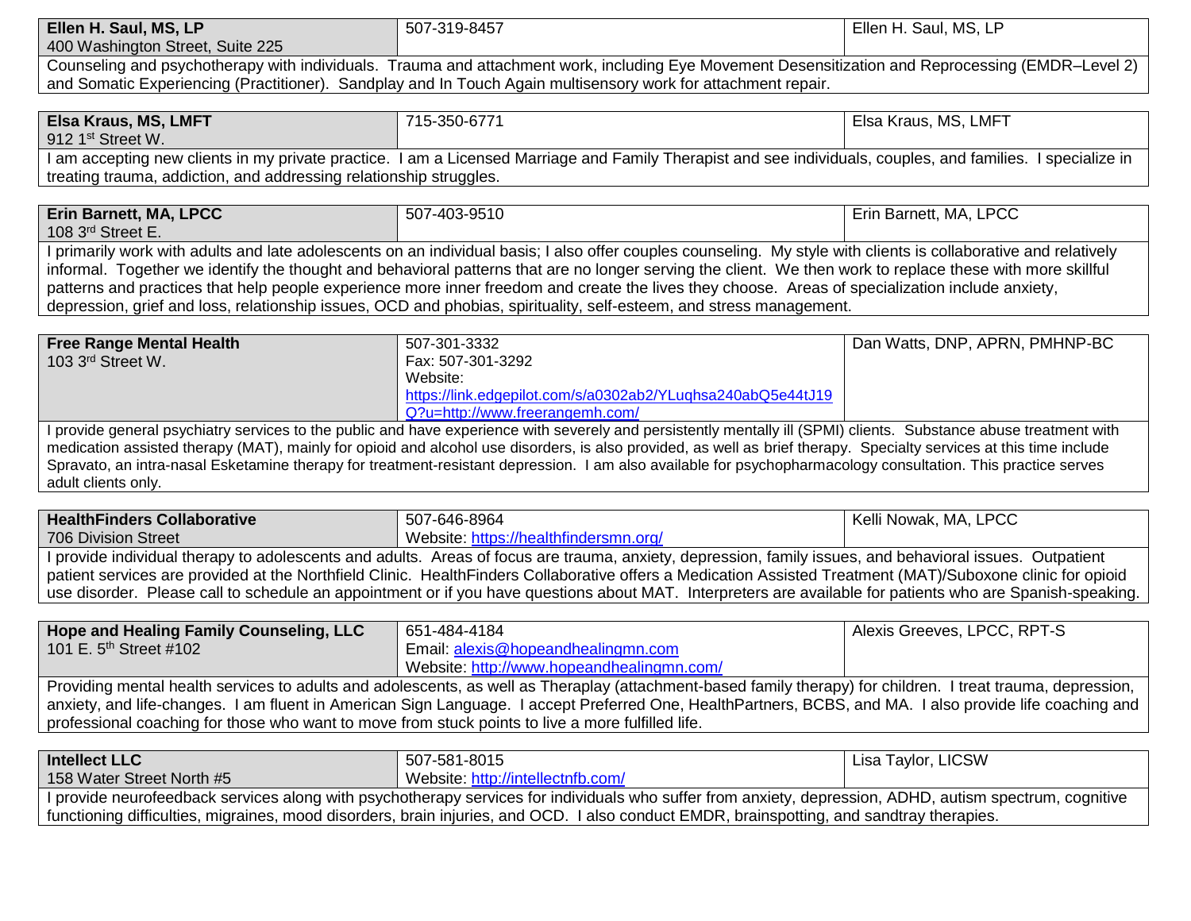| **Ellen H. Saul, MS, LP**<br>400 Washington Street, Suite 225 | 507-319-8457 | Ellen H. Saul, MS, LP |
|---|---|---|
| Counseling and psychotherapy with individuals. Trauma and attachment work, including Eye Movement Desensitization and Reprocessing (EMDR–Level 2) and Somatic Experiencing (Practitioner). Sandplay and In Touch Again multisensory work for attachment repair. | | |

| **Elsa Kraus, MS, LMFT**<br>912 1st Street W. | 715-350-6771 | Elsa Kraus, MS, LMFT |
|---|---|---|
| I am accepting new clients in my private practice. I am a Licensed Marriage and Family Therapist and see individuals, couples, and families. I specialize in treating trauma, addiction, and addressing relationship struggles. | | |

| **Erin Barnett, MA, LPCC**<br>108 3rd Street E. | 507-403-9510 | Erin Barnett, MA, LPCC |
|---|---|---|
| I primarily work with adults and late adolescents on an individual basis; I also offer couples counseling. My style with clients is collaborative and relatively informal. Together we identify the thought and behavioral patterns that are no longer serving the client. We then work to replace these with more skillful patterns and practices that help people experience more inner freedom and create the lives they choose. Areas of specialization include anxiety, depression, grief and loss, relationship issues, OCD and phobias, spirituality, self-esteem, and stress management. | | |

| **Free Range Mental Health**<br>103 3rd Street W. | 507-301-3332<br>Fax: 507-301-3292<br>Website: https://link.edgepilot.com/s/a0302ab2/YLuqhsa240abQ5e44tJ19Q?u=http://www.freerangemh.com/ | Dan Watts, DNP, APRN, PMHNP-BC |
|---|---|---|
| I provide general psychiatry services to the public and have experience with severely and persistently mentally ill (SPMI) clients. Substance abuse treatment with medication assisted therapy (MAT), mainly for opioid and alcohol use disorders, is also provided, as well as brief therapy. Specialty services at this time include Spravato, an intra-nasal Esketamine therapy for treatment-resistant depression. I am also available for psychopharmacology consultation. This practice serves adult clients only. | | |

| **HealthFinders Collaborative**<br>706 Division Street | 507-646-8964<br>Website: https://healthfindersmn.org/ | Kelli Nowak, MA, LPCC |
|---|---|---|
| I provide individual therapy to adolescents and adults. Areas of focus are trauma, anxiety, depression, family issues, and behavioral issues. Outpatient patient services are provided at the Northfield Clinic. HealthFinders Collaborative offers a Medication Assisted Treatment (MAT)/Suboxone clinic for opioid use disorder. Please call to schedule an appointment or if you have questions about MAT. Interpreters are available for patients who are Spanish-speaking. | | |

| **Hope and Healing Family Counseling, LLC**<br>101 E. 5th Street #102 | 651-484-4184<br>Email: alexis@hopeandhealingmn.com<br>Website: http://www.hopeandhealingmn.com/ | Alexis Greeves, LPCC, RPT-S |
|---|---|---|
| Providing mental health services to adults and adolescents, as well as Theraplay (attachment-based family therapy) for children. I treat trauma, depression, anxiety, and life-changes. I am fluent in American Sign Language. I accept Preferred One, HealthPartners, BCBS, and MA. I also provide life coaching and professional coaching for those who want to move from stuck points to live a more fulfilled life. | | |

| **Intellect LLC**<br>158 Water Street North #5 | 507-581-8015<br>Website: http://intellectnfb.com/ | Lisa Taylor, LICSW |
|---|---|---|
| I provide neurofeedback services along with psychotherapy services for individuals who suffer from anxiety, depression, ADHD, autism spectrum, cognitive functioning difficulties, migraines, mood disorders, brain injuries, and OCD. I also conduct EMDR, brainspotting, and sandtray therapies. | | |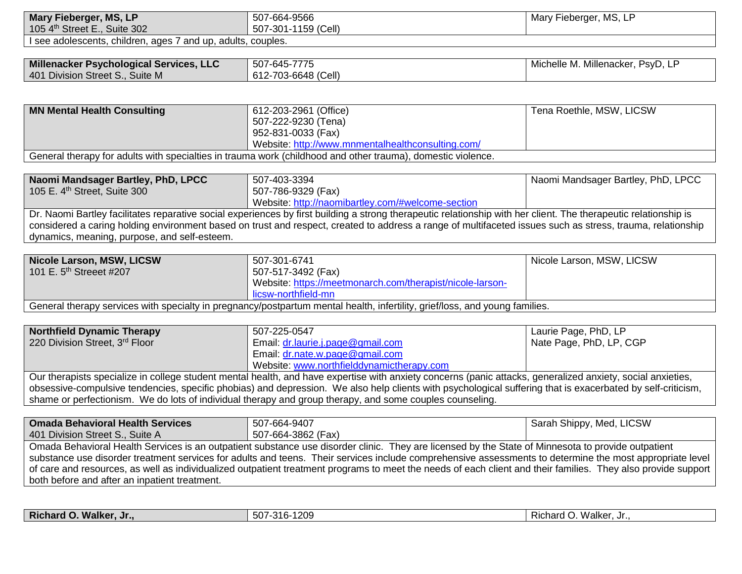| **Mary Fieberger, MS, LP**<br>105 4th Street E., Suite 302 | 507-664-9566<br>507-301-1159 (Cell) | Mary Fieberger, MS, LP |
|---|---|---|
| I see adolescents, children, ages 7 and up, adults, couples. | | |

| **Millenacker Psychological Services, LLC**<br>401 Division Street S., Suite M | 507-645-7775<br>612-703-6648 (Cell) | Michelle M. Millenacker, PsyD, LP |
|---|---|---|

| **MN Mental Health Consulting** | 612-203-2961 (Office)<br>507-222-9230 (Tena)<br>952-831-0033 (Fax)<br>Website: http://www.mnmentalhealthconsulting.com/ | Tena Roethle, MSW, LICSW |
|---|---|---|
| General therapy for adults with specialties in trauma work (childhood and other trauma), domestic violence. | | |

| **Naomi Mandsager Bartley, PhD, LPCC**<br>105 E. 4th Street, Suite 300 | 507-403-3394<br>507-786-9329 (Fax)<br>Website: http://naomibartley.com/#welcome-section | Naomi Mandsager Bartley, PhD, LPCC |
|---|---|---|
| Dr. Naomi Bartley facilitates reparative social experiences by first building a strong therapeutic relationship with her client. The therapeutic relationship is considered a caring holding environment based on trust and respect, created to address a range of multifaceted issues such as stress, trauma, relationship dynamics, meaning, purpose, and self-esteem. | | |

| **Nicole Larson, MSW, LICSW**<br>101 E. 5th Streeet #207 | 507-301-6741<br>507-517-3492 (Fax)<br>Website: https://meetmonarch.com/therapist/nicole-larson-licsw-northfield-mn | Nicole Larson, MSW, LICSW |
|---|---|---|
| General therapy services with specialty in pregnancy/postpartum mental health, infertility, grief/loss, and young families. | | |

| **Northfield Dynamic Therapy**<br>220 Division Street, 3rd Floor | 507-225-0547<br>Email: dr.laurie.j.page@gmail.com<br>Email: dr.nate.w.page@gmail.com<br>Website: www.northfielddynamictherapy.com | Laurie Page, PhD, LP<br>Nate Page, PhD, LP, CGP |
|---|---|---|
| Our therapists specialize in college student mental health, and have expertise with anxiety concerns (panic attacks, generalized anxiety, social anxieties, obsessive-compulsive tendencies, specific phobias) and depression. We also help clients with psychological suffering that is exacerbated by self-criticism, shame or perfectionism. We do lots of individual therapy and group therapy, and some couples counseling. | | |

| **Omada Behavioral Health Services**<br>401 Division Street S., Suite A | 507-664-9407<br>507-664-3862 (Fax) | Sarah Shippy, Med, LICSW |
|---|---|---|
| Omada Behavioral Health Services is an outpatient substance use disorder clinic. They are licensed by the State of Minnesota to provide outpatient substance use disorder treatment services for adults and teens. Their services include comprehensive assessments to determine the most appropriate level of care and resources, as well as individualized outpatient treatment programs to meet the needs of each client and their families. They also provide support both before and after an inpatient treatment. | | |

| **Richard O. Walker, Jr.,** | 507-316-1209 | Richard O. Walker, Jr., |
|---|---|---|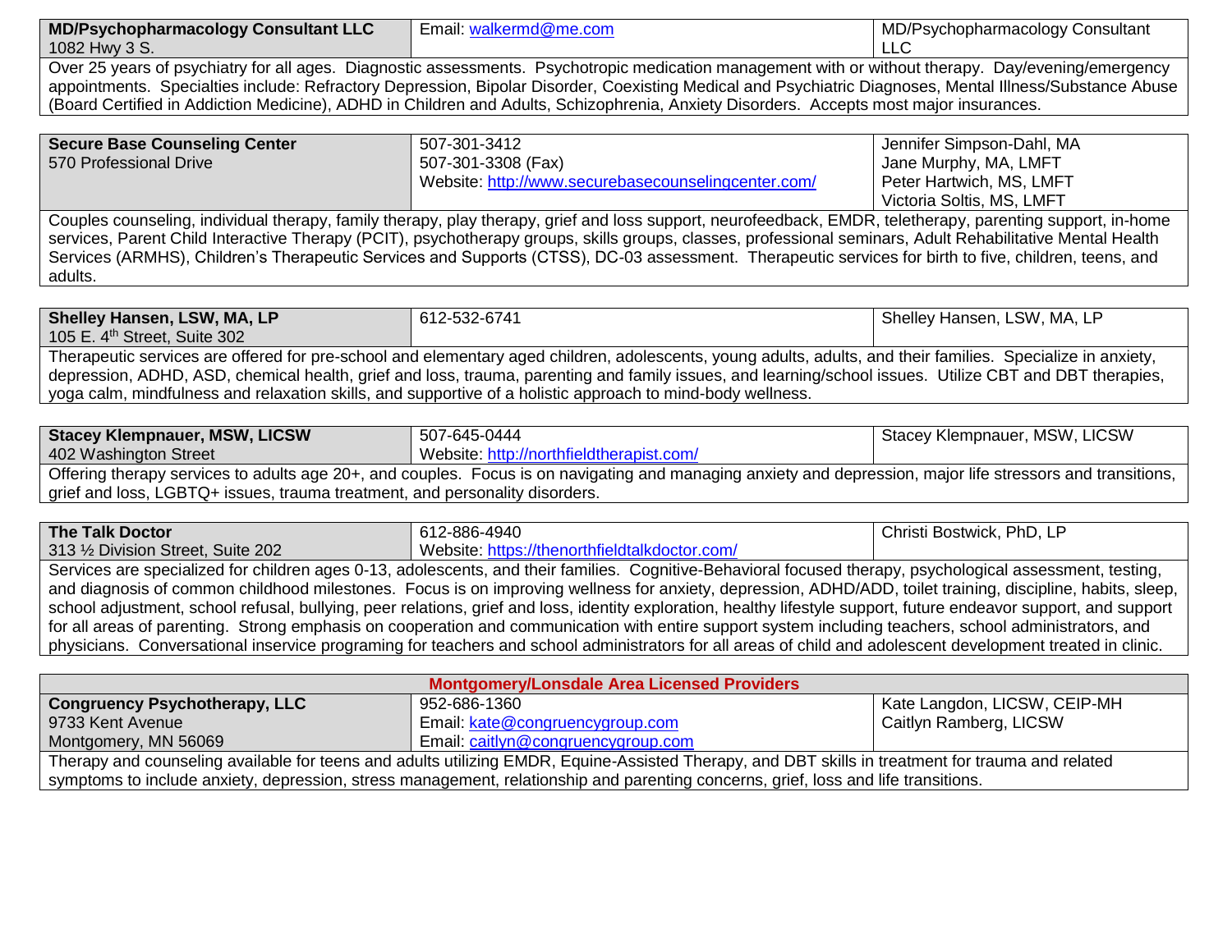| **MD/Psychopharmacology Consultant LLC**<br>1082 Hwy 3 S. | Email: walkermd@me.com | MD/Psychopharmacology Consultant LLC |
|---|---|---|
| Over 25 years of psychiatry for all ages. Diagnostic assessments. Psychotropic medication management with or without therapy. Day/evening/emergency appointments. Specialties include: Refractory Depression, Bipolar Disorder, Coexisting Medical and Psychiatric Diagnoses, Mental Illness/Substance Abuse (Board Certified in Addiction Medicine), ADHD in Children and Adults, Schizophrenia, Anxiety Disorders. Accepts most major insurances. | | |

| **Secure Base Counseling Center**<br>570 Professional Drive | 507-301-3412<br>507-301-3308 (Fax)<br>Website: http://www.securebasecounselingcenter.com/ | Jennifer Simpson-Dahl, MA<br>Jane Murphy, MA, LMFT<br>Peter Hartwich, MS, LMFT<br>Victoria Soltis, MS, LMFT |
|---|---|---|
| Couples counseling, individual therapy, family therapy, play therapy, grief and loss support, neurofeedback, EMDR, teletherapy, parenting support, in-home services, Parent Child Interactive Therapy (PCIT), psychotherapy groups, skills groups, classes, professional seminars, Adult Rehabilitative Mental Health Services (ARMHS), Children's Therapeutic Services and Supports (CTSS), DC-03 assessment. Therapeutic services for birth to five, children, teens, and adults. | | |

| **Shelley Hansen, LSW, MA, LP**<br>105 E. 4th Street, Suite 302 | 612-532-6741 | Shelley Hansen, LSW, MA, LP |
|---|---|---|
| Therapeutic services are offered for pre-school and elementary aged children, adolescents, young adults, adults, and their families. Specialize in anxiety, depression, ADHD, ASD, chemical health, grief and loss, trauma, parenting and family issues, and learning/school issues. Utilize CBT and DBT therapies, yoga calm, mindfulness and relaxation skills, and supportive of a holistic approach to mind-body wellness. | | |

| **Stacey Klempnauer, MSW, LICSW**<br>402 Washington Street | 507-645-0444<br>Website: http://northfieldtherapist.com/ | Stacey Klempnauer, MSW, LICSW |
|---|---|---|
| Offering therapy services to adults age 20+, and couples. Focus is on navigating and managing anxiety and depression, major life stressors and transitions, grief and loss, LGBTQ+ issues, trauma treatment, and personality disorders. | | |

| **The Talk Doctor**<br>313 ½ Division Street, Suite 202 | 612-886-4940<br>Website: https://thenorthfieldtalkdoctor.com/ | Christi Bostwick, PhD, LP |
|---|---|---|
| Services are specialized for children ages 0-13, adolescents, and their families. Cognitive-Behavioral focused therapy, psychological assessment, testing, and diagnosis of common childhood milestones. Focus is on improving wellness for anxiety, depression, ADHD/ADD, toilet training, discipline, habits, sleep, school adjustment, school refusal, bullying, peer relations, grief and loss, identity exploration, healthy lifestyle support, future endeavor support, and support for all areas of parenting. Strong emphasis on cooperation and communication with entire support system including teachers, school administrators, and physicians. Conversational inservice programing for teachers and school administrators for all areas of child and adolescent development treated in clinic. | | |

## Montgomery/Lonsdale Area Licensed Providers

| **Congruency Psychotherapy, LLC**<br>9733 Kent Avenue<br>Montgomery, MN 56069 | 952-686-1360<br>Email: kate@congruencygroup.com<br>Email: caitlyn@congruencygroup.com | Kate Langdon, LICSW, CEIP-MH<br>Caitlyn Ramberg, LICSW |
|---|---|---|
| Therapy and counseling available for teens and adults utilizing EMDR, Equine-Assisted Therapy, and DBT skills in treatment for trauma and related symptoms to include anxiety, depression, stress management, relationship and parenting concerns, grief, loss and life transitions. | | |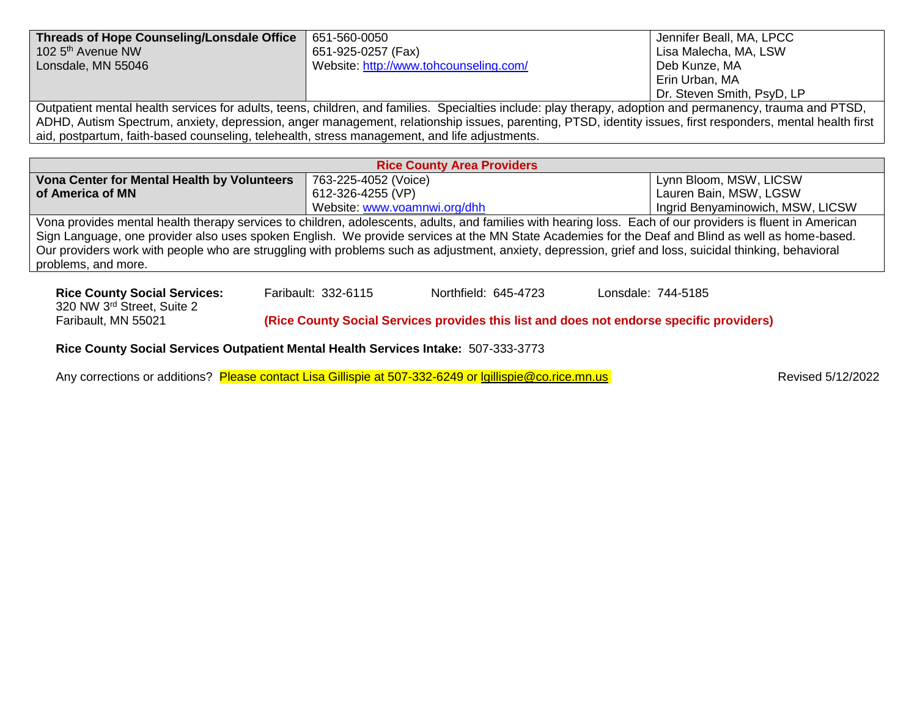| | | |
|---|---|---|
| **Threads of Hope Counseling/Lonsdale Office**<br>102 5th Avenue NW<br>Lonsdale, MN 55046 | 651-560-0050<br>651-925-0257 (Fax)<br>Website: [http://www.tohcounseling.com/](http://www.tohcounseling.com/) | Jennifer Beall, MA, LPCC<br>Lisa Malecha, MA, LSW<br>Deb Kunze, MA<br>Erin Urban, MA<br>Dr. Steven Smith, PsyD, LP |
| Outpatient mental health services for adults, teens, children, and families. Specialties include: play therapy, adoption and permanency, trauma and PTSD, ADHD, Autism Spectrum, anxiety, depression, anger management, relationship issues, parenting, PTSD, identity issues, first responders, mental health first aid, postpartum, faith-based counseling, telehealth, stress management, and life adjustments. | | |

## Rice County Area Providers

| | | |
|---|---|---|
| **Vona Center for Mental Health by Volunteers of America of MN** | 763-225-4052 (Voice)<br>612-326-4255 (VP)<br>Website: [www.voamnwi.org/dhh](http://www.voamnwi.org/dhh) | Lynn Bloom, MSW, LICSW<br>Lauren Bain, MSW, LGSW<br>Ingrid Benyaminowich, MSW, LICSW |
| Vona provides mental health therapy services to children, adolescents, adults, and families with hearing loss. Each of our providers is fluent in American Sign Language, one provider also uses spoken English. We provide services at the MN State Academies for the Deaf and Blind as well as home-based. Our providers work with people who are struggling with problems such as adjustment, anxiety, depression, grief and loss, suicidal thinking, behavioral problems, and more. | | |

**Rice County Social Services:**
320 NW 3rd Street, Suite 2
Faribault, MN 55021

Faribault: 332-6115 Northfield: 645-4723 Lonsdale: 744-5185

**(Rice County Social Services provides this list and does not endorse specific providers)**

**Rice County Social Services Outpatient Mental Health Services Intake:** 507-333-3773

Any corrections or additions? Please contact Lisa Gillispie at 507-332-6249 or lgillispie@co.rice.mn.us

Revised 5/12/2022